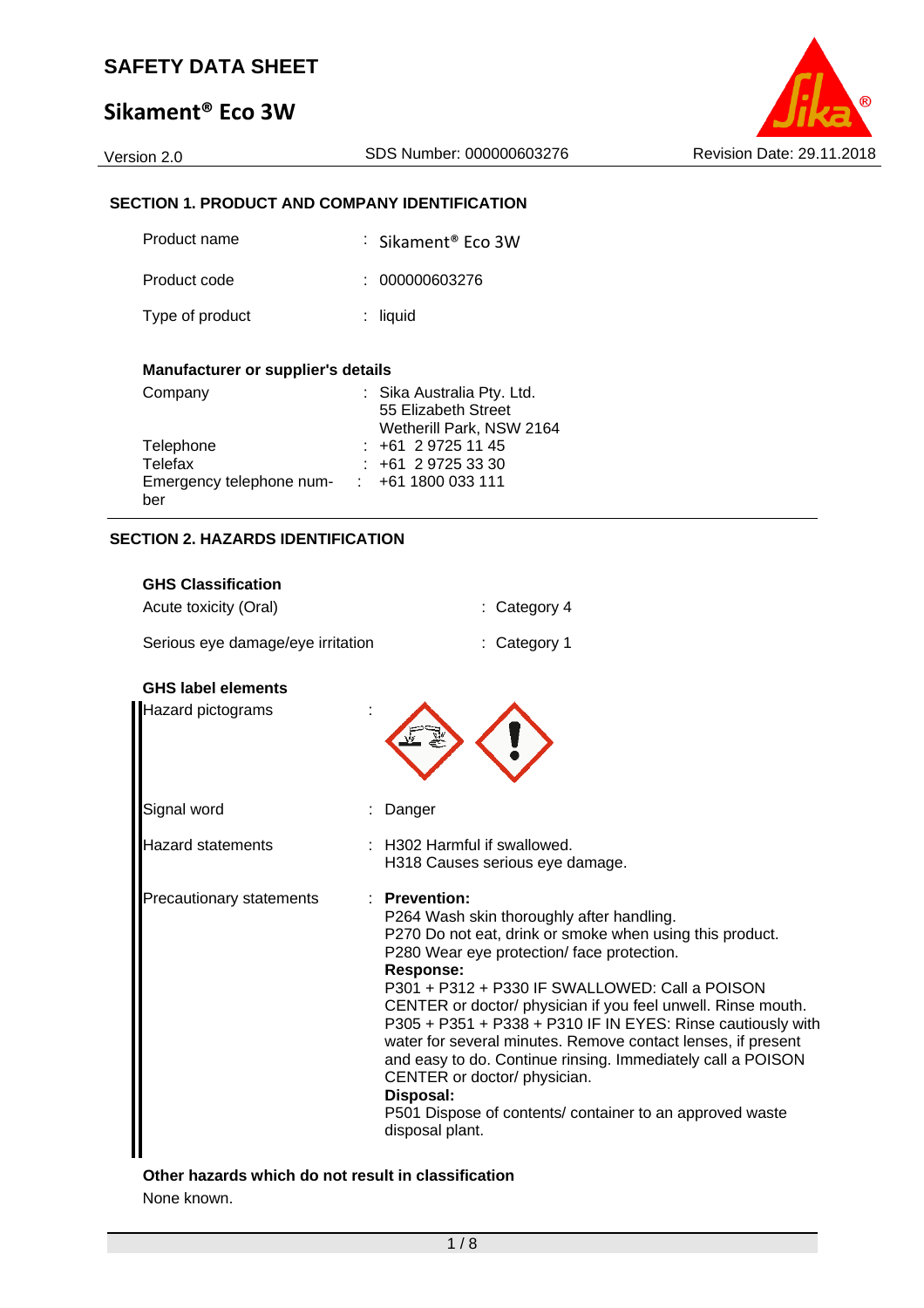# SAFETY DATA SHEET

## Sikament® Eco 3W

Version 2.0 | SDS Number: 000000603276 | Revision Date: 29.11.2018

### SECTION 1. PRODUCT AND COMPANY IDENTIFICATION

| | |
|---|---|
| Product name | : Sikament® Eco 3W |
| Product code | : 000000603276 |
| Type of product | : liquid |

**Manufacturer or supplier's details**

| | |
|---|---|
| Company | : Sika Australia Pty. Ltd.<br>55 Elizabeth Street<br>Wetherill Park, NSW 2164 |
| Telephone | : +61 2 9725 11 45 |
| Telefax | : +61 2 9725 33 30 |
| Emergency telephone number | : +61 1800 033 111 |

### SECTION 2. HAZARDS IDENTIFICATION

**GHS Classification**

| | |
|---|---|
| Acute toxicity (Oral) | : Category 4 |
| Serious eye damage/eye irritation | : Category 1 |

**GHS label elements**

Hazard pictograms :

Signal word : Danger

Hazard statements : H302 Harmful if swallowed.
H318 Causes serious eye damage.

Precautionary statements :

**Prevention:**
P264 Wash skin thoroughly after handling.
P270 Do not eat, drink or smoke when using this product.
P280 Wear eye protection/ face protection.

**Response:**
P301 + P312 + P330 IF SWALLOWED: Call a POISON CENTER or doctor/ physician if you feel unwell. Rinse mouth.
P305 + P351 + P338 + P310 IF IN EYES: Rinse cautiously with water for several minutes. Remove contact lenses, if present and easy to do. Continue rinsing. Immediately call a POISON CENTER or doctor/ physician.

**Disposal:**
P501 Dispose of contents/ container to an approved waste disposal plant.

**Other hazards which do not result in classification**

None known.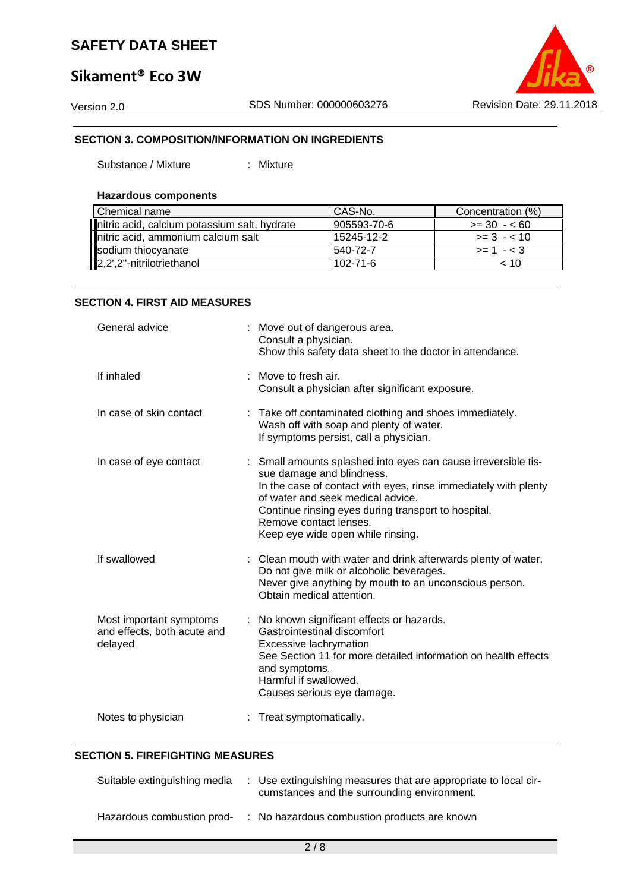## SECTION 3. COMPOSITION/INFORMATION ON INGREDIENTS

Substance / Mixture : Mixture

**Hazardous components**

| Chemical name | CAS-No. | Concentration (%) |
|---|---|---|
| nitric acid, calcium potassium salt, hydrate | 905593-70-6 | >= 30 - < 60 |
| nitric acid, ammonium calcium salt | 15245-12-2 | >= 3 - < 10 |
| sodium thiocyanate | 540-72-7 | >= 1 - < 3 |
| 2,2',2''-nitrilotriethanol | 102-71-6 | < 10 |

## SECTION 4. FIRST AID MEASURES

General advice : Move out of dangerous area.
Consult a physician.
Show this safety data sheet to the doctor in attendance.

If inhaled : Move to fresh air.
Consult a physician after significant exposure.

In case of skin contact : Take off contaminated clothing and shoes immediately.
Wash off with soap and plenty of water.
If symptoms persist, call a physician.

In case of eye contact : Small amounts splashed into eyes can cause irreversible tissue damage and blindness.
In the case of contact with eyes, rinse immediately with plenty of water and seek medical advice.
Continue rinsing eyes during transport to hospital.
Remove contact lenses.
Keep eye wide open while rinsing.

If swallowed : Clean mouth with water and drink afterwards plenty of water.
Do not give milk or alcoholic beverages.
Never give anything by mouth to an unconscious person.
Obtain medical attention.

Most important symptoms and effects, both acute and delayed : No known significant effects or hazards.
Gastrointestinal discomfort
Excessive lachrymation
See Section 11 for more detailed information on health effects and symptoms.
Harmful if swallowed.
Causes serious eye damage.

Notes to physician : Treat symptomatically.

## SECTION 5. FIREFIGHTING MEASURES

Suitable extinguishing media : Use extinguishing measures that are appropriate to local circumstances and the surrounding environment.

Hazardous combustion prod- : No hazardous combustion products are known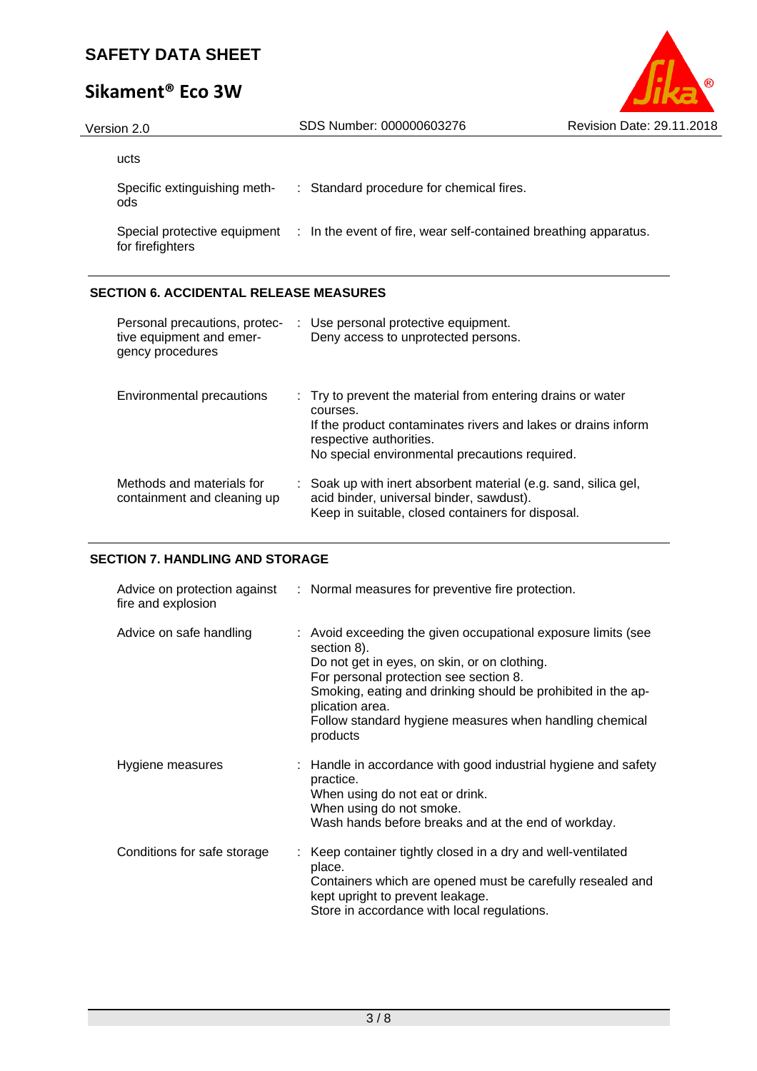ucts

| | |
|---|---|
| Specific extinguishing methods | : Standard procedure for chemical fires. |
| Special protective equipment for firefighters | : In the event of fire, wear self-contained breathing apparatus. |

## SECTION 6. ACCIDENTAL RELEASE MEASURES

| | |
|---|---|
| Personal precautions, protective equipment and emergency procedures | : Use personal protective equipment.<br>Deny access to unprotected persons. |
| Environmental precautions | : Try to prevent the material from entering drains or water courses.<br>If the product contaminates rivers and lakes or drains inform respective authorities.<br>No special environmental precautions required. |
| Methods and materials for containment and cleaning up | : Soak up with inert absorbent material (e.g. sand, silica gel, acid binder, universal binder, sawdust).<br>Keep in suitable, closed containers for disposal. |

## SECTION 7. HANDLING AND STORAGE

| | |
|---|---|
| Advice on protection against fire and explosion | : Normal measures for preventive fire protection. |
| Advice on safe handling | : Avoid exceeding the given occupational exposure limits (see section 8).<br>Do not get in eyes, on skin, or on clothing.<br>For personal protection see section 8.<br>Smoking, eating and drinking should be prohibited in the application area.<br>Follow standard hygiene measures when handling chemical products |
| Hygiene measures | : Handle in accordance with good industrial hygiene and safety practice.<br>When using do not eat or drink.<br>When using do not smoke.<br>Wash hands before breaks and at the end of workday. |
| Conditions for safe storage | : Keep container tightly closed in a dry and well-ventilated place.<br>Containers which are opened must be carefully resealed and kept upright to prevent leakage.<br>Store in accordance with local regulations. |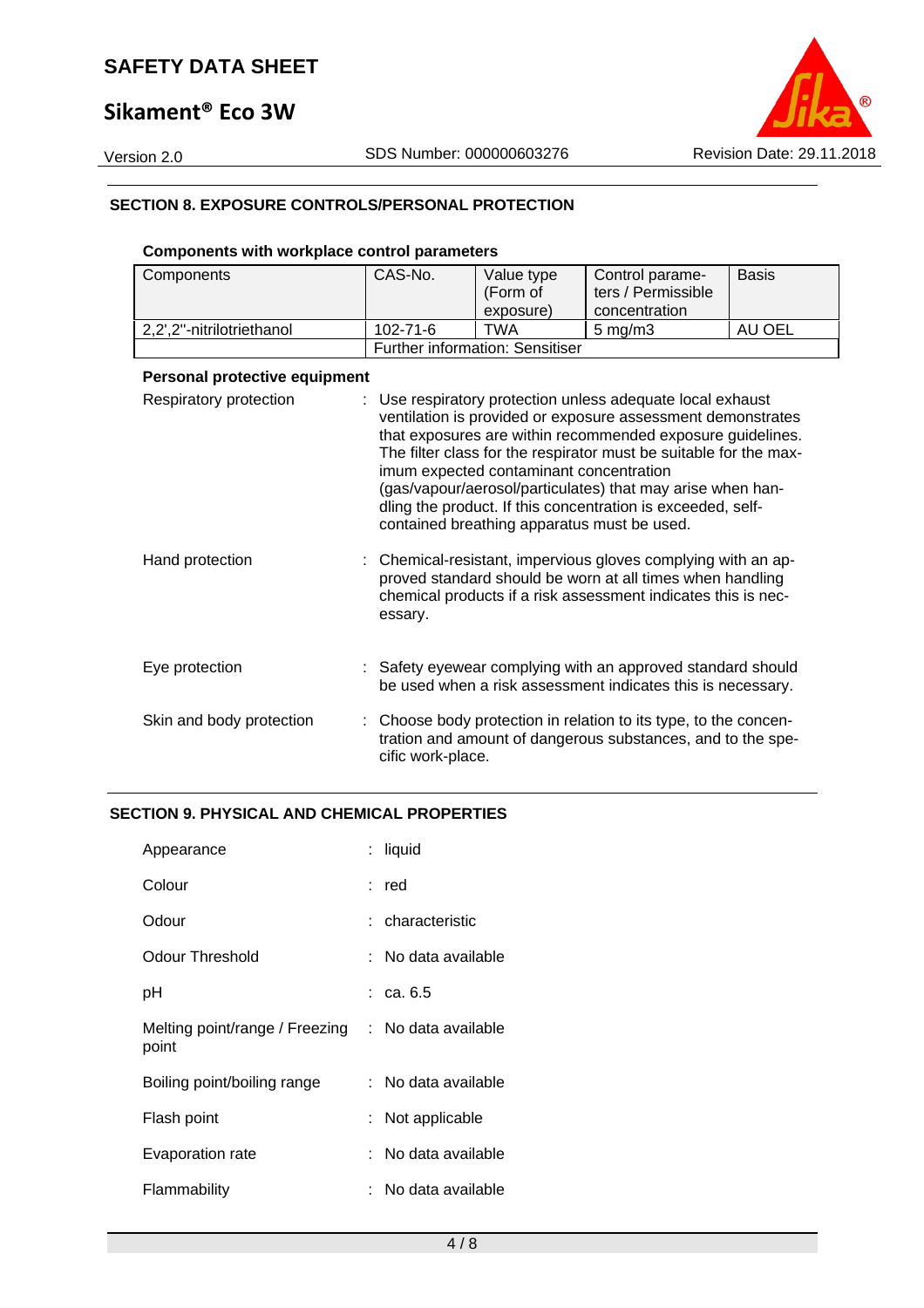## SECTION 8. EXPOSURE CONTROLS/PERSONAL PROTECTION

### Components with workplace control parameters

| Components | CAS-No. | Value type (Form of exposure) | Control parameters / Permissible concentration | Basis |
|---|---|---|---|---|
| 2,2',2''-nitrilotriethanol | 102-71-6 | TWA | 5 mg/m3 | AU OEL |
| | Further information: Sensitiser | | | |

### Personal protective equipment

Respiratory protection : Use respiratory protection unless adequate local exhaust ventilation is provided or exposure assessment demonstrates that exposures are within recommended exposure guidelines. The filter class for the respirator must be suitable for the maximum expected contaminant concentration (gas/vapour/aerosol/particulates) that may arise when handling the product. If this concentration is exceeded, self-contained breathing apparatus must be used.

Hand protection : Chemical-resistant, impervious gloves complying with an approved standard should be worn at all times when handling chemical products if a risk assessment indicates this is necessary.

Eye protection : Safety eyewear complying with an approved standard should be used when a risk assessment indicates this is necessary.

Skin and body protection : Choose body protection in relation to its type, to the concentration and amount of dangerous substances, and to the specific work-place.

## SECTION 9. PHYSICAL AND CHEMICAL PROPERTIES

Appearance : liquid

Colour : red

Odour : characteristic

Odour Threshold : No data available

pH : ca. 6.5

Melting point/range / Freezing point : No data available

Boiling point/boiling range : No data available

Flash point : Not applicable

Evaporation rate : No data available

Flammability : No data available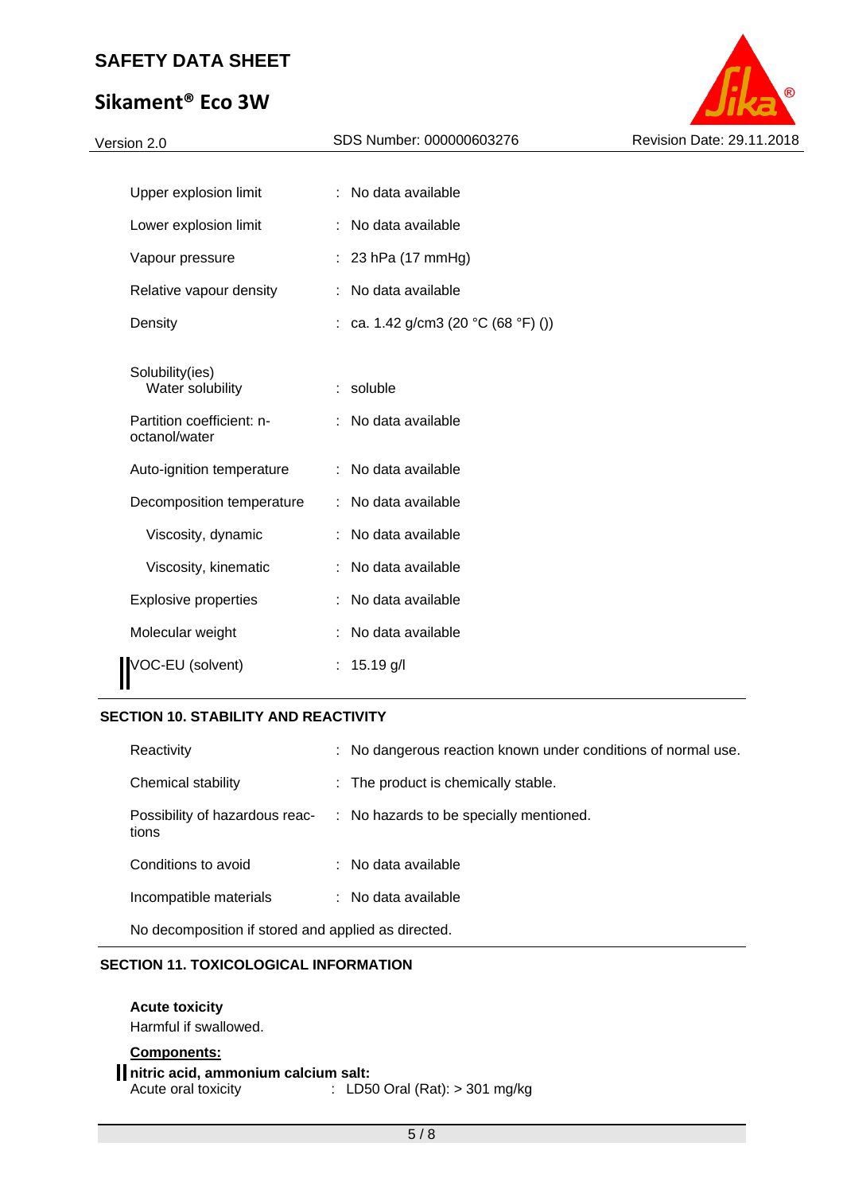| | | |
|---|---|---|
| Upper explosion limit | : | No data available |
| Lower explosion limit | : | No data available |
| Vapour pressure | : | 23 hPa (17 mmHg) |
| Relative vapour density | : | No data available |
| Density | : | ca. 1.42 g/cm3 (20 °C (68 °F) ()) |
| Solubility(ies) Water solubility | : | soluble |
| Partition coefficient: n-octanol/water | : | No data available |
| Auto-ignition temperature | : | No data available |
| Decomposition temperature | : | No data available |
| Viscosity, dynamic | : | No data available |
| Viscosity, kinematic | : | No data available |
| Explosive properties | : | No data available |
| Molecular weight | : | No data available |
| VOC-EU (solvent) | : | 15.19 g/l |

## SECTION 10. STABILITY AND REACTIVITY

| | | |
|---|---|---|
| Reactivity | : | No dangerous reaction known under conditions of normal use. |
| Chemical stability | : | The product is chemically stable. |
| Possibility of hazardous reactions | : | No hazards to be specially mentioned. |
| Conditions to avoid | : | No data available |
| Incompatible materials | : | No data available |

No decomposition if stored and applied as directed.

## SECTION 11. TOXICOLOGICAL INFORMATION

**Acute toxicity**

Harmful if swallowed.

**Components:**

**nitric acid, ammonium calcium salt:**

Acute oral toxicity : LD50 Oral (Rat): > 301 mg/kg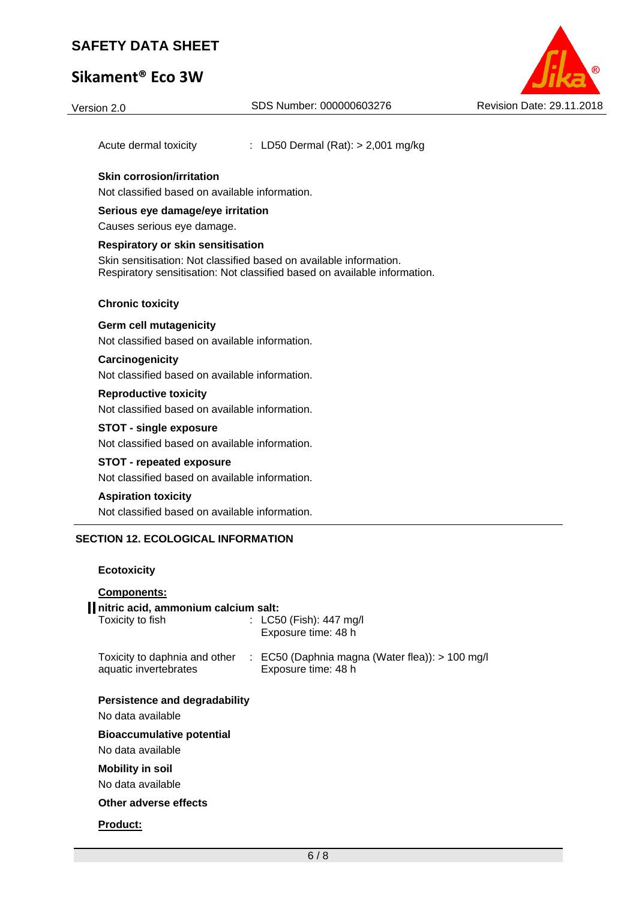Acute dermal toxicity : LD50 Dermal (Rat): > 2,001 mg/kg

**Skin corrosion/irritation**

Not classified based on available information.

**Serious eye damage/eye irritation**

Causes serious eye damage.

**Respiratory or skin sensitisation**

Skin sensitisation: Not classified based on available information.
Respiratory sensitisation: Not classified based on available information.

**Chronic toxicity**

**Germ cell mutagenicity**

Not classified based on available information.

**Carcinogenicity**

Not classified based on available information.

**Reproductive toxicity**

Not classified based on available information.

**STOT - single exposure**

Not classified based on available information.

**STOT - repeated exposure**

Not classified based on available information.

**Aspiration toxicity**

Not classified based on available information.

## SECTION 12. ECOLOGICAL INFORMATION

**Ecotoxicity**

**Components:**

**nitric acid, ammonium calcium salt:**

Toxicity to fish : LC50 (Fish): 447 mg/l
Exposure time: 48 h

Toxicity to daphnia and other aquatic invertebrates : EC50 (Daphnia magna (Water flea)): > 100 mg/l
Exposure time: 48 h

**Persistence and degradability**

No data available

**Bioaccumulative potential**

No data available

**Mobility in soil**

No data available

**Other adverse effects**

**Product:**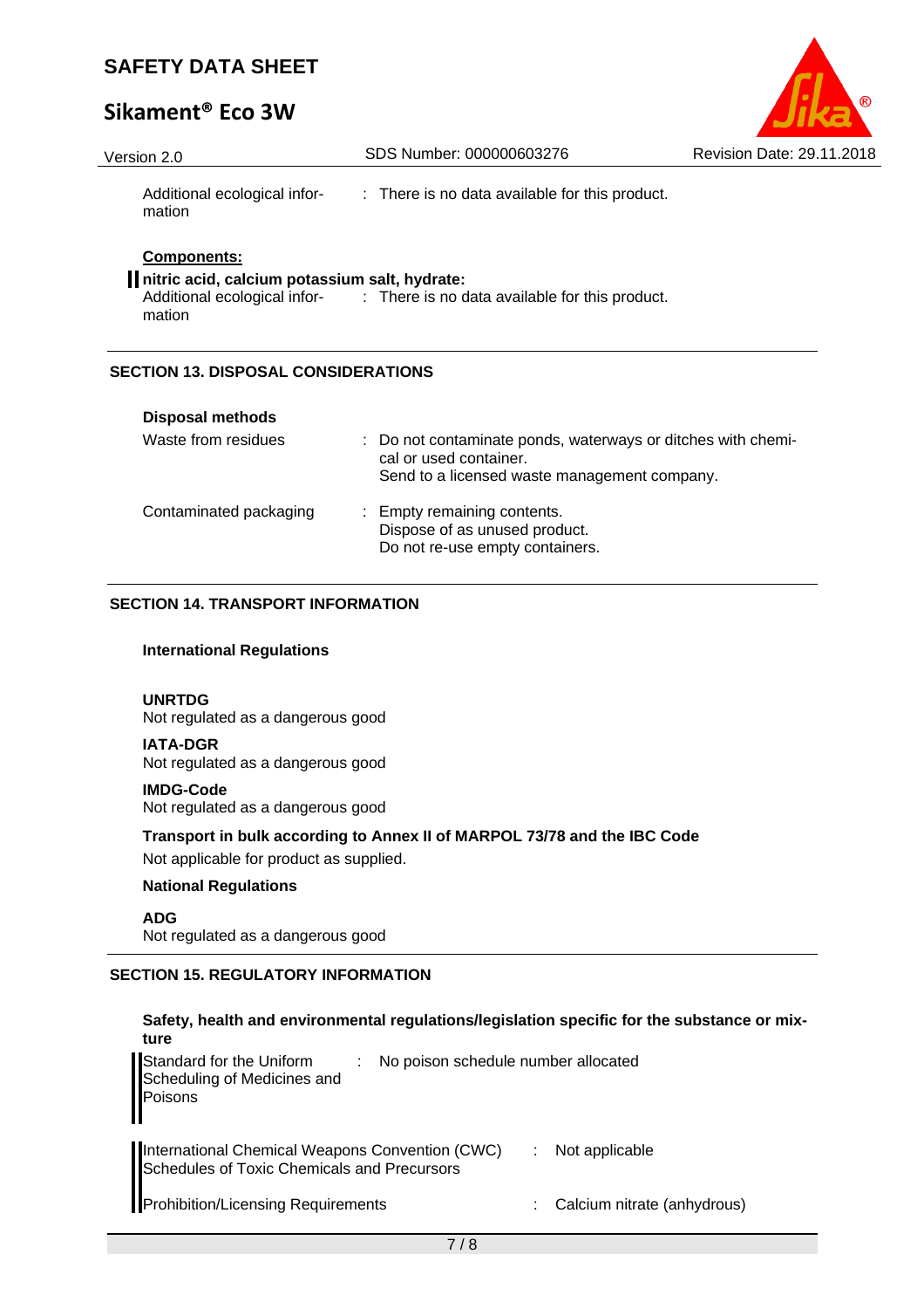| | | |
|---|---|---|
| Additional ecological information | : | There is no data available for this product. |

**Components:**

**nitric acid, calcium potassium salt, hydrate:**

| | | |
|---|---|---|
| Additional ecological information | : | There is no data available for this product. |

## SECTION 13. DISPOSAL CONSIDERATIONS

**Disposal methods**

| | | |
|---|---|---|
| Waste from residues | : | Do not contaminate ponds, waterways or ditches with chemical or used container.<br>Send to a licensed waste management company. |
| Contaminated packaging | : | Empty remaining contents.<br>Dispose of as unused product.<br>Do not re-use empty containers. |

## SECTION 14. TRANSPORT INFORMATION

**International Regulations**

**UNRTDG**
Not regulated as a dangerous good

**IATA-DGR**
Not regulated as a dangerous good

**IMDG-Code**
Not regulated as a dangerous good

**Transport in bulk according to Annex II of MARPOL 73/78 and the IBC Code**
Not applicable for product as supplied.

**National Regulations**

**ADG**
Not regulated as a dangerous good

## SECTION 15. REGULATORY INFORMATION

**Safety, health and environmental regulations/legislation specific for the substance or mixture**

| | | |
|---|---|---|
| Standard for the Uniform Scheduling of Medicines and Poisons | : | No poison schedule number allocated |
| International Chemical Weapons Convention (CWC) Schedules of Toxic Chemicals and Precursors | : | Not applicable |
| Prohibition/Licensing Requirements | : | Calcium nitrate (anhydrous) |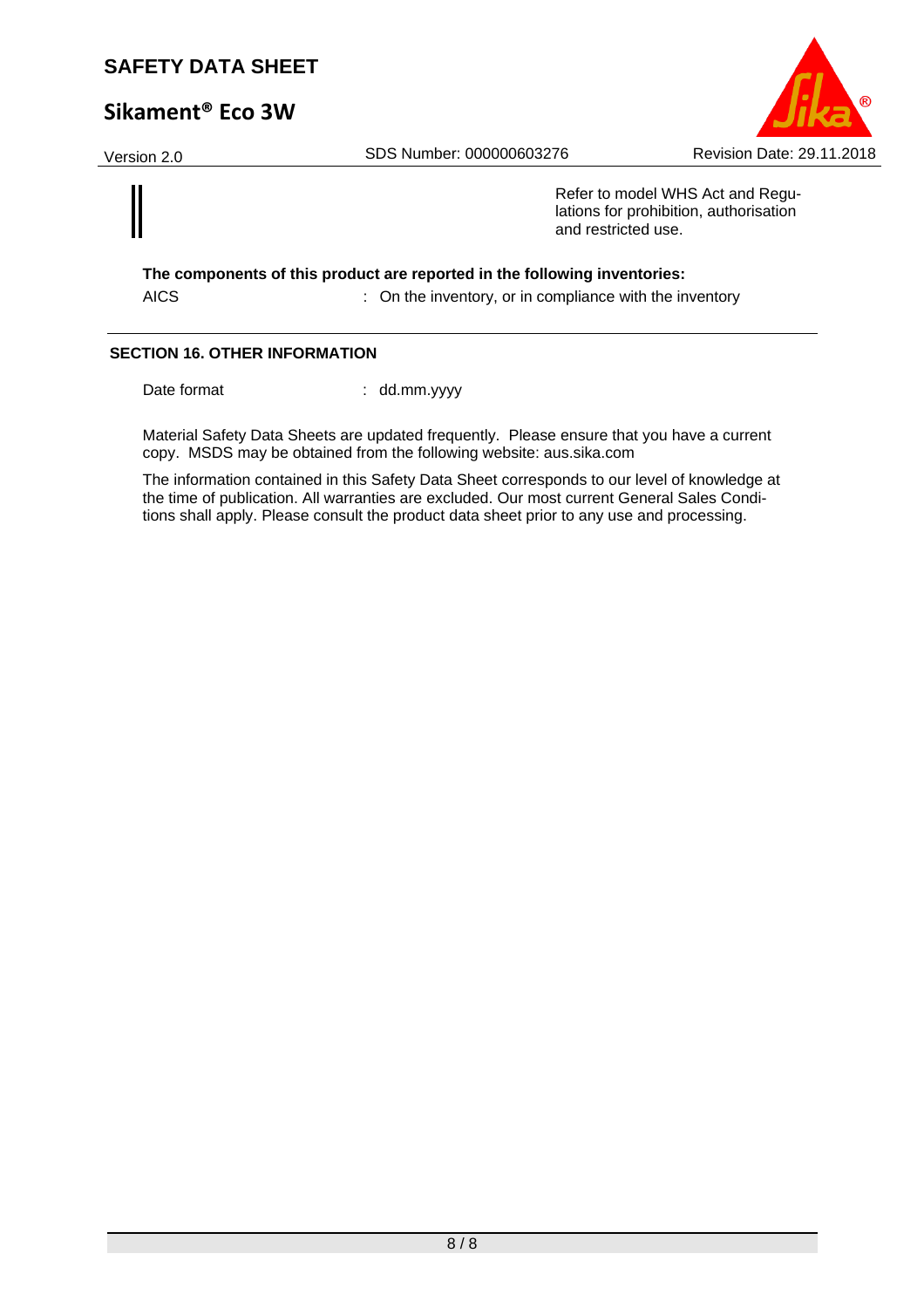Refer to model WHS Act and Regulations for prohibition, authorisation and restricted use.

**The components of this product are reported in the following inventories:**

| | |
|---|---|
| AICS | : On the inventory, or in compliance with the inventory |

## SECTION 16. OTHER INFORMATION

| | |
|---|---|
| Date format | : dd.mm.yyyy |

Material Safety Data Sheets are updated frequently. Please ensure that you have a current copy. MSDS may be obtained from the following website: aus.sika.com

The information contained in this Safety Data Sheet corresponds to our level of knowledge at the time of publication. All warranties are excluded. Our most current General Sales Conditions shall apply. Please consult the product data sheet prior to any use and processing.